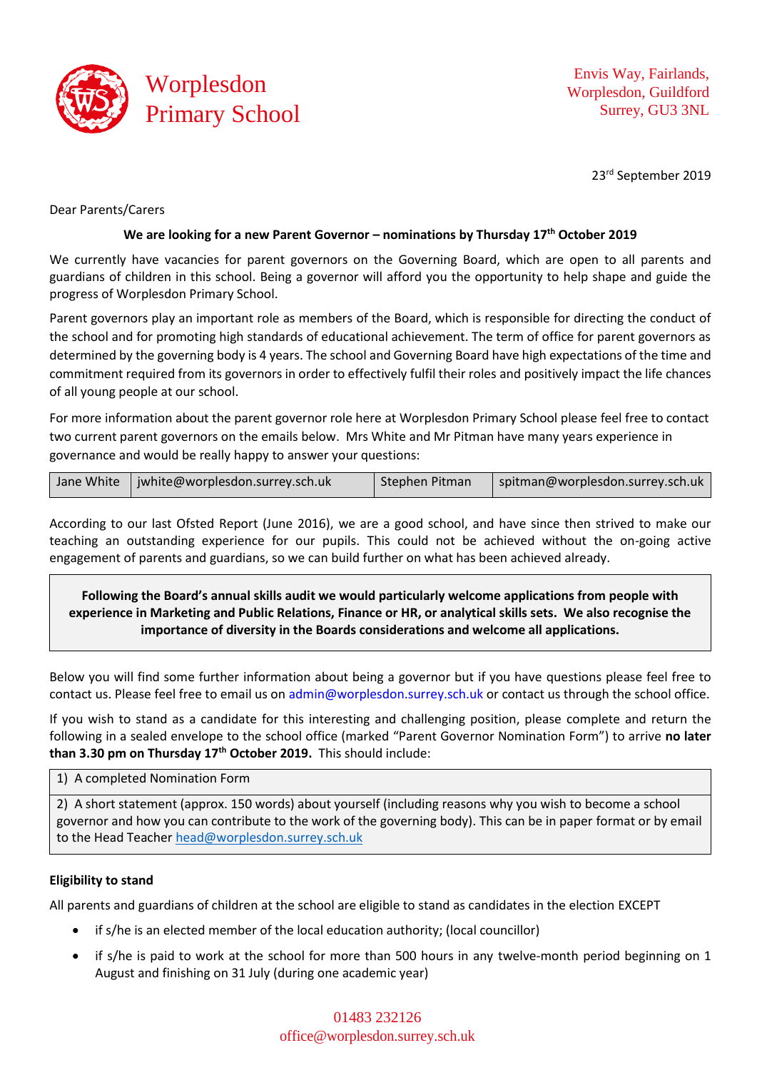# Worplesdon Primary School

Envis Way, Fairlands,
Worplesdon, Guildford
Surrey, GU3 3NL

23rd September 2019

Dear Parents/Carers

**We are looking for a new Parent Governor – nominations by Thursday 17th October 2019**

We currently have vacancies for parent governors on the Governing Board, which are open to all parents and guardians of children in this school. Being a governor will afford you the opportunity to help shape and guide the progress of Worplesdon Primary School.

Parent governors play an important role as members of the Board, which is responsible for directing the conduct of the school and for promoting high standards of educational achievement. The term of office for parent governors as determined by the governing body is 4 years. The school and Governing Board have high expectations of the time and commitment required from its governors in order to effectively fulfil their roles and positively impact the life chances of all young people at our school.

For more information about the parent governor role here at Worplesdon Primary School please feel free to contact two current parent governors on the emails below. Mrs White and Mr Pitman have many years experience in governance and would be really happy to answer your questions:

| Jane White | jwhite@worplesdon.surrey.sch.uk | Stephen Pitman | spitman@worplesdon.surrey.sch.uk |
|---|---|---|---|

According to our last Ofsted Report (June 2016), we are a good school, and have since then strived to make our teaching an outstanding experience for our pupils. This could not be achieved without the on-going active engagement of parents and guardians, so we can build further on what has been achieved already.

**Following the Board's annual skills audit we would particularly welcome applications from people with experience in Marketing and Public Relations, Finance or HR, or analytical skills sets. We also recognise the importance of diversity in the Boards considerations and welcome all applications.**

Below you will find some further information about being a governor but if you have questions please feel free to contact us. Please feel free to email us on admin@worplesdon.surrey.sch.uk or contact us through the school office.

If you wish to stand as a candidate for this interesting and challenging position, please complete and return the following in a sealed envelope to the school office (marked "Parent Governor Nomination Form") to arrive **no later than 3.30 pm on Thursday 17th October 2019.** This should include:

1) A completed Nomination Form
2) A short statement (approx. 150 words) about yourself (including reasons why you wish to become a school governor and how you can contribute to the work of the governing body). This can be in paper format or by email to the Head Teacher head@worplesdon.surrey.sch.uk

**Eligibility to stand**

All parents and guardians of children at the school are eligible to stand as candidates in the election EXCEPT

- if s/he is an elected member of the local education authority; (local councillor)
- if s/he is paid to work at the school for more than 500 hours in any twelve-month period beginning on 1 August and finishing on 31 July (during one academic year)

01483 232126
office@worplesdon.surrey.sch.uk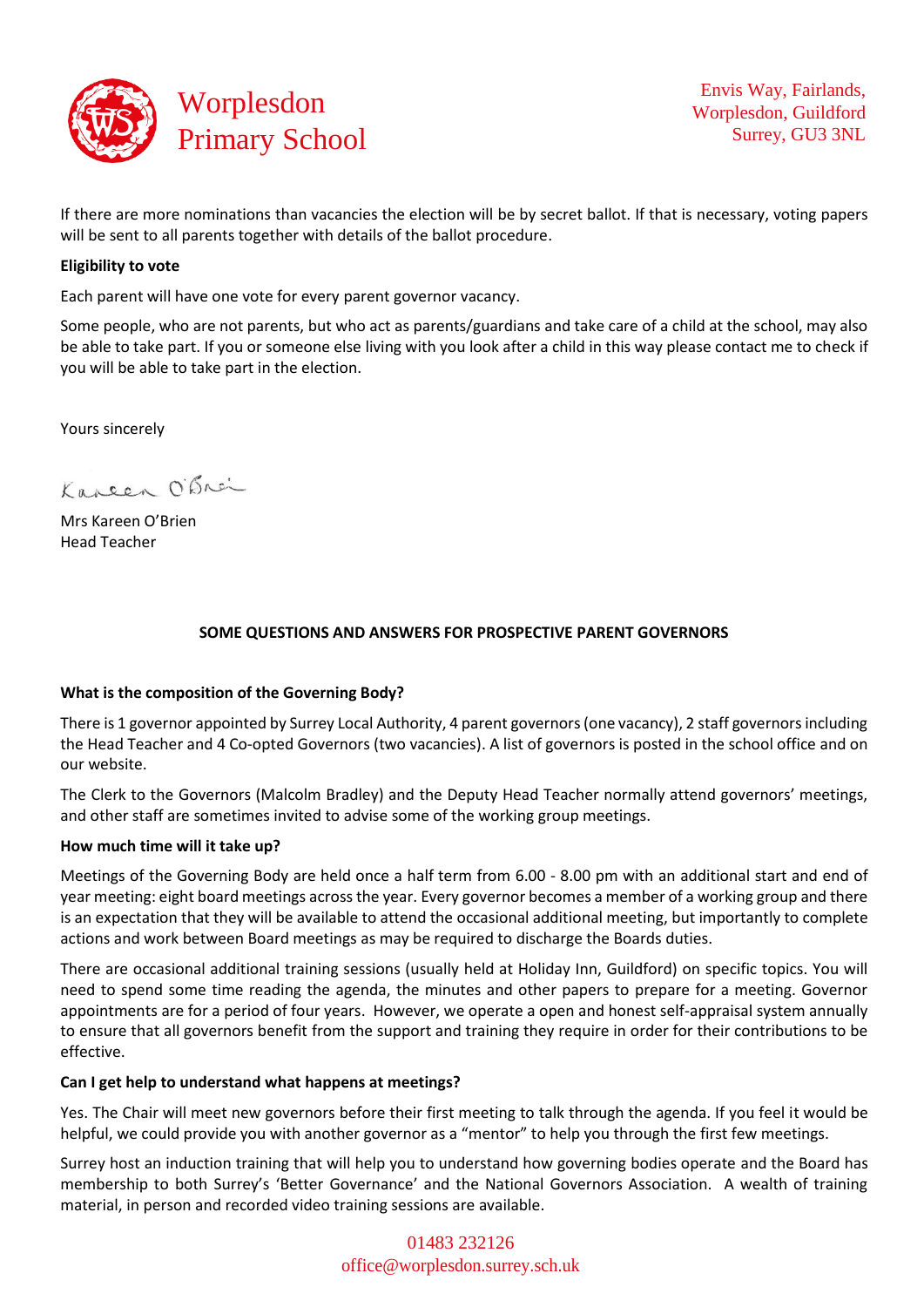If there are more nominations than vacancies the election will be by secret ballot. If that is necessary, voting papers will be sent to all parents together with details of the ballot procedure.

**Eligibility to vote**

Each parent will have one vote for every parent governor vacancy.

Some people, who are not parents, but who act as parents/guardians and take care of a child at the school, may also be able to take part. If you or someone else living with you look after a child in this way please contact me to check if you will be able to take part in the election.

Yours sincerely

Mrs Kareen O'Brien
Head Teacher

## SOME QUESTIONS AND ANSWERS FOR PROSPECTIVE PARENT GOVERNORS

**What is the composition of the Governing Body?**

There is 1 governor appointed by Surrey Local Authority, 4 parent governors (one vacancy), 2 staff governors including the Head Teacher and 4 Co-opted Governors (two vacancies). A list of governors is posted in the school office and on our website.

The Clerk to the Governors (Malcolm Bradley) and the Deputy Head Teacher normally attend governors' meetings, and other staff are sometimes invited to advise some of the working group meetings.

**How much time will it take up?**

Meetings of the Governing Body are held once a half term from 6.00 - 8.00 pm with an additional start and end of year meeting: eight board meetings across the year. Every governor becomes a member of a working group and there is an expectation that they will be available to attend the occasional additional meeting, but importantly to complete actions and work between Board meetings as may be required to discharge the Boards duties.

There are occasional additional training sessions (usually held at Holiday Inn, Guildford) on specific topics. You will need to spend some time reading the agenda, the minutes and other papers to prepare for a meeting. Governor appointments are for a period of four years. However, we operate a open and honest self-appraisal system annually to ensure that all governors benefit from the support and training they require in order for their contributions to be effective.

**Can I get help to understand what happens at meetings?**

Yes. The Chair will meet new governors before their first meeting to talk through the agenda. If you feel it would be helpful, we could provide you with another governor as a "mentor" to help you through the first few meetings.

Surrey host an induction training that will help you to understand how governing bodies operate and the Board has membership to both Surrey's 'Better Governance' and the National Governors Association. A wealth of training material, in person and recorded video training sessions are available.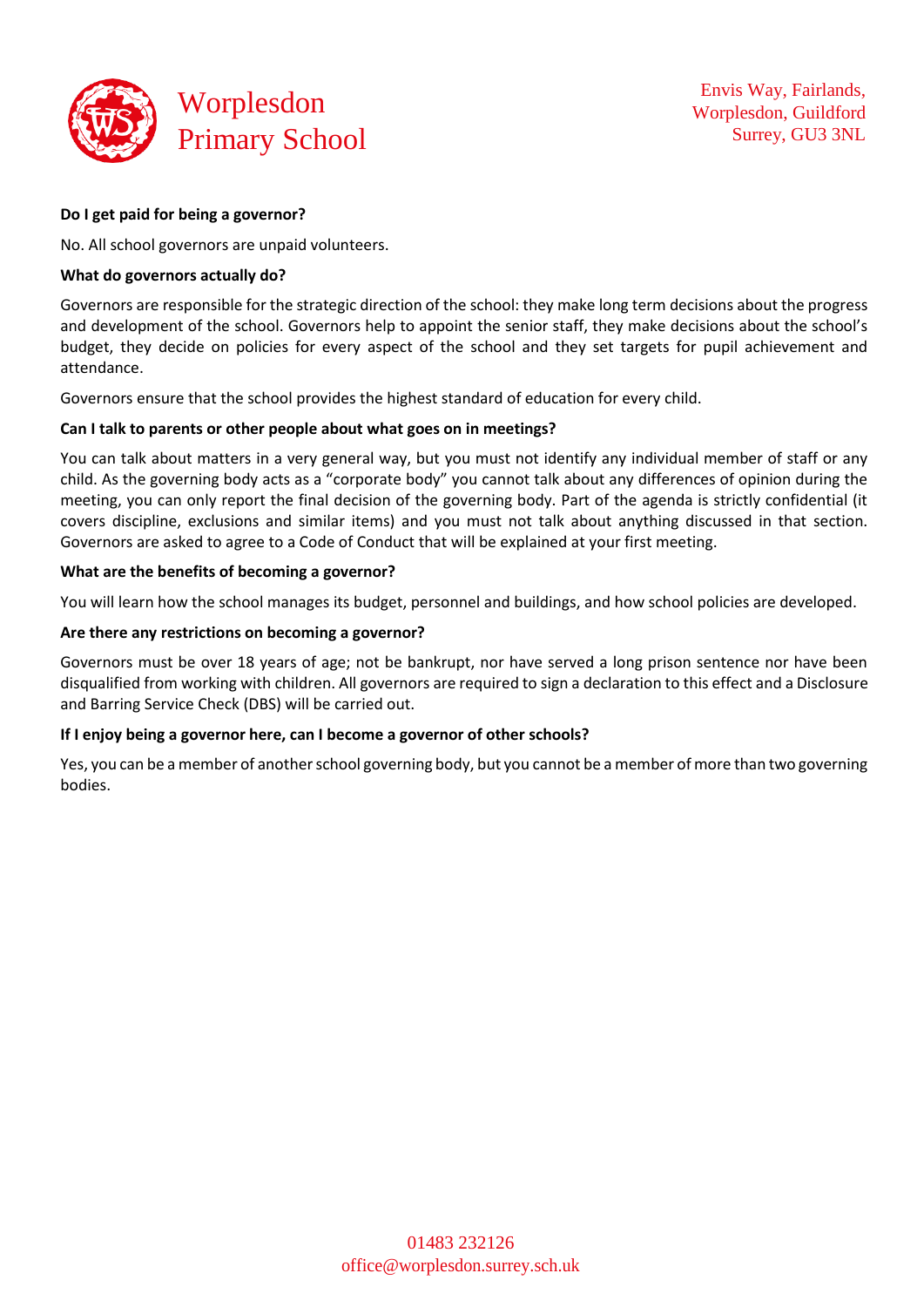**Do I get paid for being a governor?**

No. All school governors are unpaid volunteers.

**What do governors actually do?**

Governors are responsible for the strategic direction of the school: they make long term decisions about the progress and development of the school. Governors help to appoint the senior staff, they make decisions about the school's budget, they decide on policies for every aspect of the school and they set targets for pupil achievement and attendance.

Governors ensure that the school provides the highest standard of education for every child.

**Can I talk to parents or other people about what goes on in meetings?**

You can talk about matters in a very general way, but you must not identify any individual member of staff or any child. As the governing body acts as a "corporate body" you cannot talk about any differences of opinion during the meeting, you can only report the final decision of the governing body. Part of the agenda is strictly confidential (it covers discipline, exclusions and similar items) and you must not talk about anything discussed in that section. Governors are asked to agree to a Code of Conduct that will be explained at your first meeting.

**What are the benefits of becoming a governor?**

You will learn how the school manages its budget, personnel and buildings, and how school policies are developed.

**Are there any restrictions on becoming a governor?**

Governors must be over 18 years of age; not be bankrupt, nor have served a long prison sentence nor have been disqualified from working with children. All governors are required to sign a declaration to this effect and a Disclosure and Barring Service Check (DBS) will be carried out.

**If I enjoy being a governor here, can I become a governor of other schools?**

Yes, you can be a member of another school governing body, but you cannot be a member of more than two governing bodies.